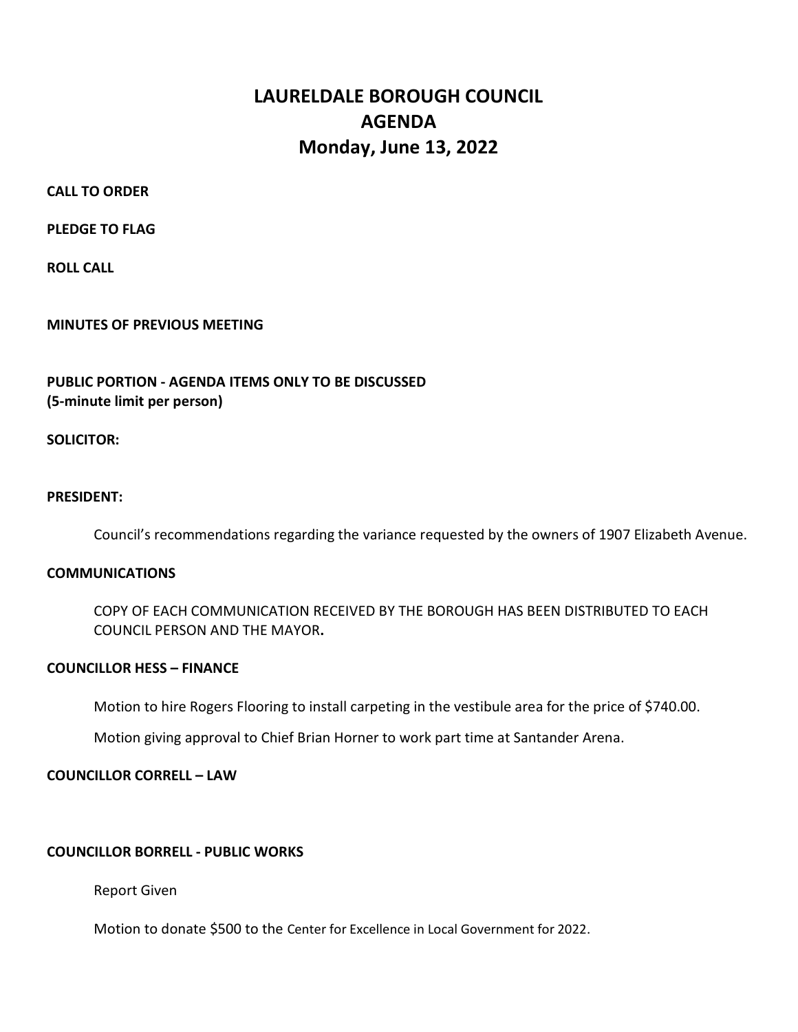# LAURELDALE BOROUGH COUNCIL
# AGENDA
# Monday, June 13, 2022

**CALL TO ORDER**

**PLEDGE TO FLAG**

**ROLL CALL**

**MINUTES OF PREVIOUS MEETING**

**PUBLIC PORTION - AGENDA ITEMS ONLY TO BE DISCUSSED**
**(5-minute limit per person)**

**SOLICITOR:**

**PRESIDENT:**

Council's recommendations regarding the variance requested by the owners of 1907 Elizabeth Avenue.

**COMMUNICATIONS**

COPY OF EACH COMMUNICATION RECEIVED BY THE BOROUGH HAS BEEN DISTRIBUTED TO EACH COUNCIL PERSON AND THE MAYOR**.**

**COUNCILLOR HESS – FINANCE**

Motion to hire Rogers Flooring to install carpeting in the vestibule area for the price of $740.00.

Motion giving approval to Chief Brian Horner to work part time at Santander Arena.

**COUNCILLOR CORRELL – LAW**

**COUNCILLOR BORRELL - PUBLIC WORKS**

Report Given

Motion to donate $500 to the Center for Excellence in Local Government for 2022.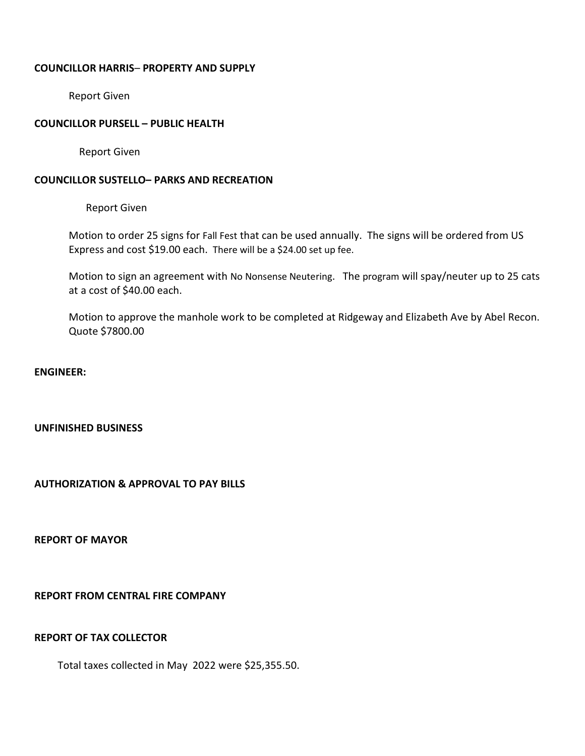**COUNCILLOR HARRIS– PROPERTY AND SUPPLY**

Report Given

**COUNCILLOR PURSELL – PUBLIC HEALTH**

Report Given

**COUNCILLOR SUSTELLO– PARKS AND RECREATION**

Report Given

Motion to order 25 signs for Fall Fest that can be used annually. The signs will be ordered from US Express and cost $19.00 each. There will be a $24.00 set up fee.

Motion to sign an agreement with No Nonsense Neutering. The program will spay/neuter up to 25 cats at a cost of $40.00 each.

Motion to approve the manhole work to be completed at Ridgeway and Elizabeth Ave by Abel Recon. Quote $7800.00

**ENGINEER:**

**UNFINISHED BUSINESS**

**AUTHORIZATION & APPROVAL TO PAY BILLS**

**REPORT OF MAYOR**

**REPORT FROM CENTRAL FIRE COMPANY**

**REPORT OF TAX COLLECTOR**

Total taxes collected in May 2022 were $25,355.50.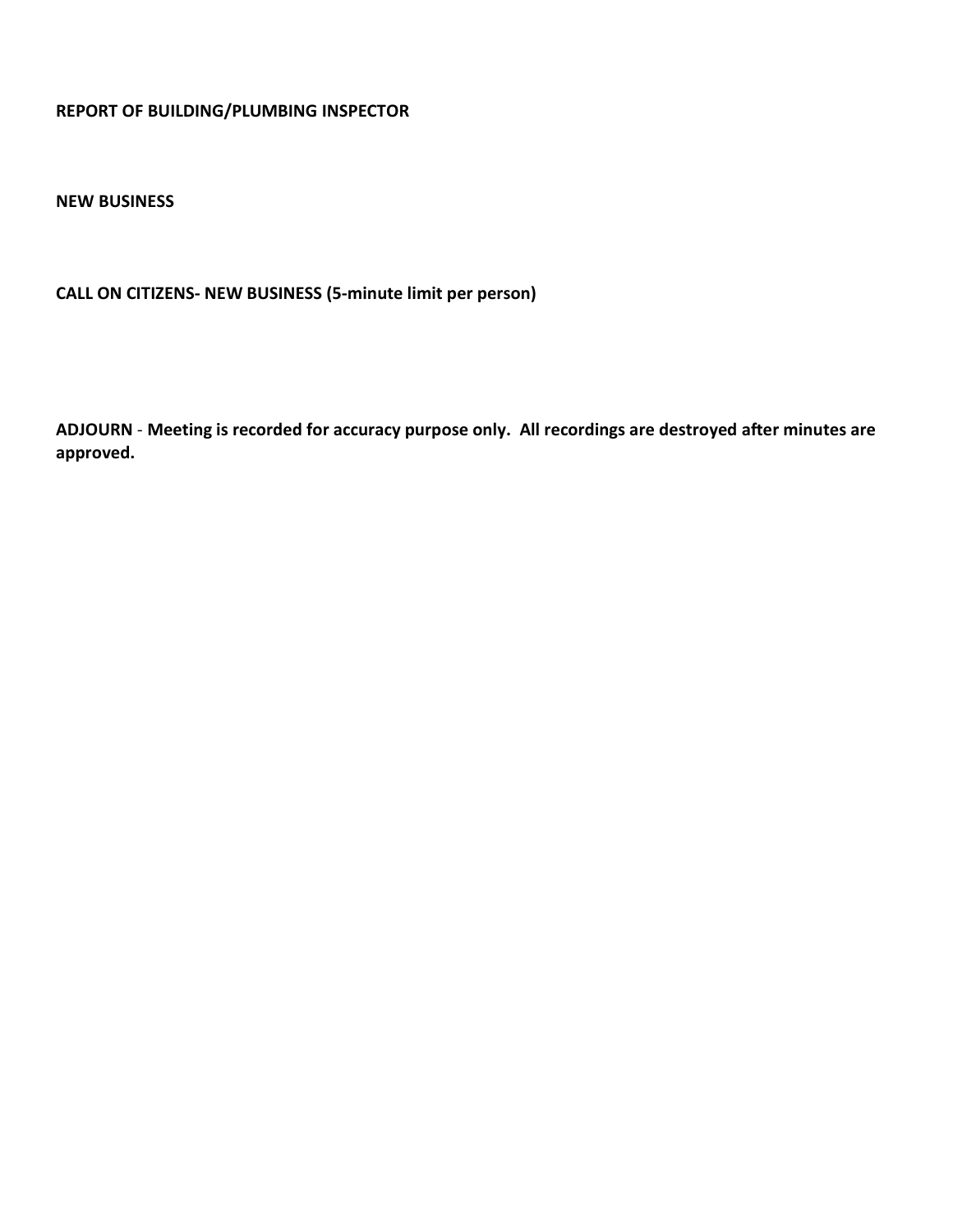**REPORT OF BUILDING/PLUMBING INSPECTOR**

**NEW BUSINESS**

**CALL ON CITIZENS- NEW BUSINESS (5-minute limit per person)**

**ADJOURN** - **Meeting is recorded for accuracy purpose only. All recordings are destroyed after minutes are approved.**